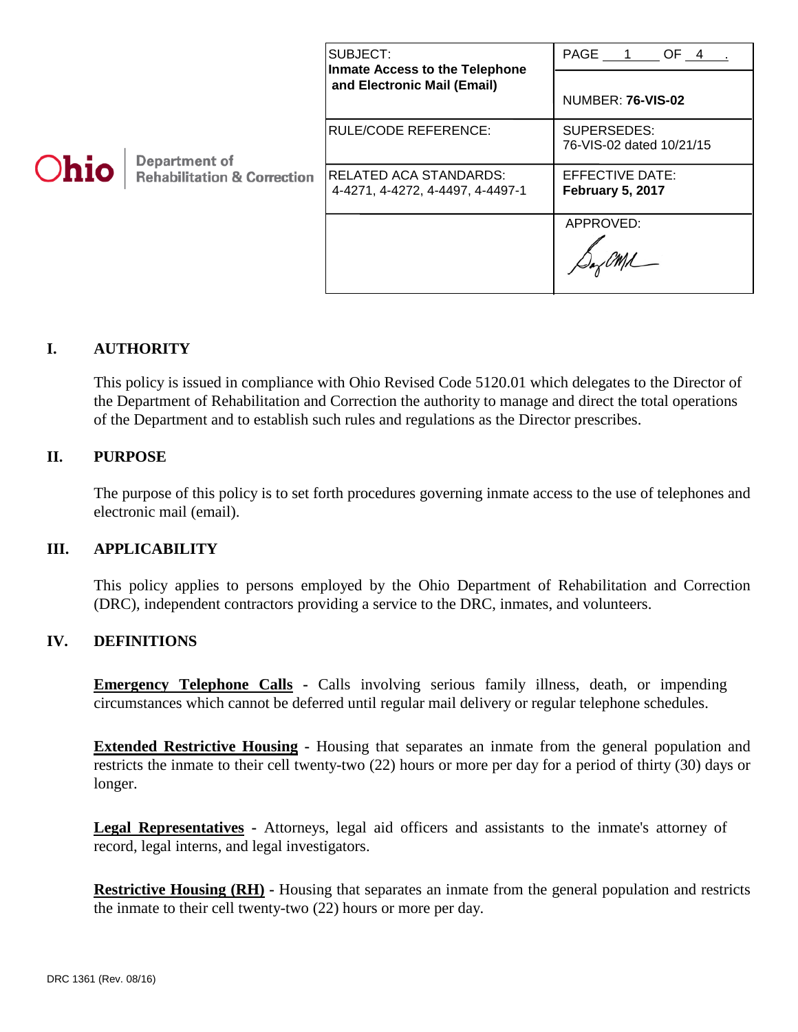Ohio | Department of Rehabilitation & Correction

| | |
|---|---|
| SUBJECT: **Inmate Access to the Telephone and Electronic Mail (Email)** | PAGE 1 OF 4 . NUMBER: **76-VIS-02** |
| RULE/CODE REFERENCE: | SUPERSEDES: 76-VIS-02 dated 10/21/15 |
| RELATED ACA STANDARDS: 4-4271, 4-4272, 4-4497, 4-4497-1 | EFFECTIVE DATE: **February 5, 2017** |
| | APPROVED: |

## I. AUTHORITY

This policy is issued in compliance with Ohio Revised Code 5120.01 which delegates to the Director of the Department of Rehabilitation and Correction the authority to manage and direct the total operations of the Department and to establish such rules and regulations as the Director prescribes.

## II. PURPOSE

The purpose of this policy is to set forth procedures governing inmate access to the use of telephones and electronic mail (email).

## III. APPLICABILITY

This policy applies to persons employed by the Ohio Department of Rehabilitation and Correction (DRC), independent contractors providing a service to the DRC, inmates, and volunteers.

## IV. DEFINITIONS

**Emergency Telephone Calls** - Calls involving serious family illness, death, or impending circumstances which cannot be deferred until regular mail delivery or regular telephone schedules.

**Extended Restrictive Housing** - Housing that separates an inmate from the general population and restricts the inmate to their cell twenty-two (22) hours or more per day for a period of thirty (30) days or longer.

**Legal Representatives** - Attorneys, legal aid officers and assistants to the inmate's attorney of record, legal interns, and legal investigators.

**Restrictive Housing (RH)** - Housing that separates an inmate from the general population and restricts the inmate to their cell twenty-two (22) hours or more per day.

DRC 1361 (Rev. 08/16)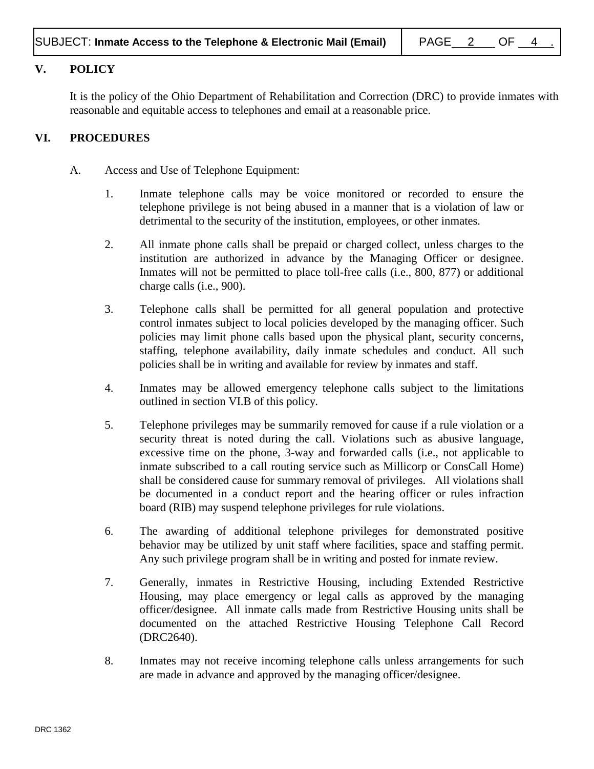## V. POLICY

It is the policy of the Ohio Department of Rehabilitation and Correction (DRC) to provide inmates with reasonable and equitable access to telephones and email at a reasonable price.

## VI. PROCEDURES

A. Access and Use of Telephone Equipment:

1. Inmate telephone calls may be voice monitored or recorded to ensure the telephone privilege is not being abused in a manner that is a violation of law or detrimental to the security of the institution, employees, or other inmates.

2. All inmate phone calls shall be prepaid or charged collect, unless charges to the institution are authorized in advance by the Managing Officer or designee. Inmates will not be permitted to place toll-free calls (i.e., 800, 877) or additional charge calls (i.e., 900).

3. Telephone calls shall be permitted for all general population and protective control inmates subject to local policies developed by the managing officer. Such policies may limit phone calls based upon the physical plant, security concerns, staffing, telephone availability, daily inmate schedules and conduct. All such policies shall be in writing and available for review by inmates and staff.

4. Inmates may be allowed emergency telephone calls subject to the limitations outlined in section VI.B of this policy.

5. Telephone privileges may be summarily removed for cause if a rule violation or a security threat is noted during the call. Violations such as abusive language, excessive time on the phone, 3-way and forwarded calls (i.e., not applicable to inmate subscribed to a call routing service such as Millicorp or ConsCall Home) shall be considered cause for summary removal of privileges. All violations shall be documented in a conduct report and the hearing officer or rules infraction board (RIB) may suspend telephone privileges for rule violations.

6. The awarding of additional telephone privileges for demonstrated positive behavior may be utilized by unit staff where facilities, space and staffing permit. Any such privilege program shall be in writing and posted for inmate review.

7. Generally, inmates in Restrictive Housing, including Extended Restrictive Housing, may place emergency or legal calls as approved by the managing officer/designee. All inmate calls made from Restrictive Housing units shall be documented on the attached Restrictive Housing Telephone Call Record (DRC2640).

8. Inmates may not receive incoming telephone calls unless arrangements for such are made in advance and approved by the managing officer/designee.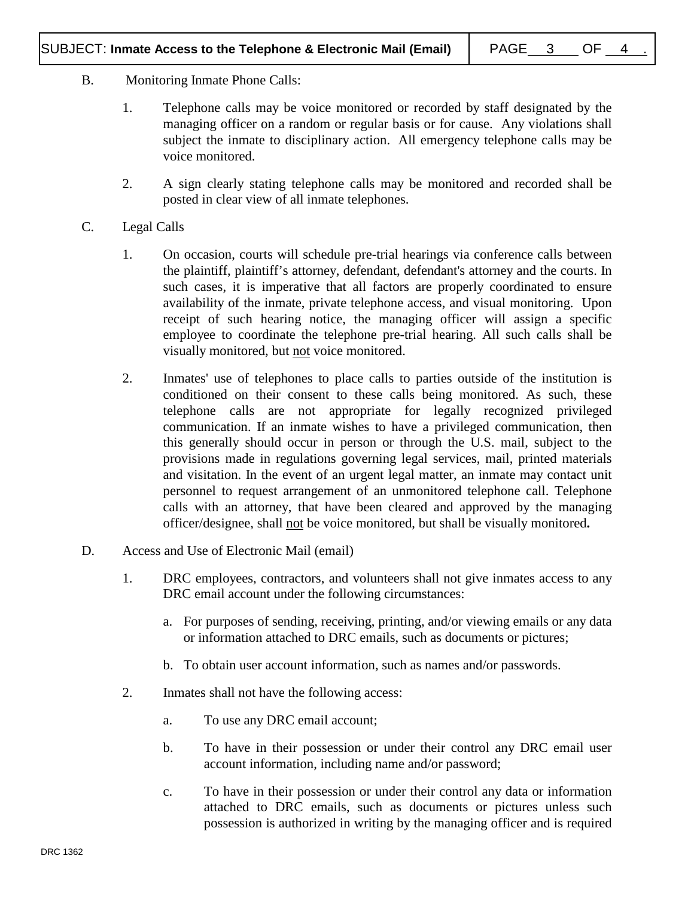B. Monitoring Inmate Phone Calls:

1. Telephone calls may be voice monitored or recorded by staff designated by the managing officer on a random or regular basis or for cause. Any violations shall subject the inmate to disciplinary action. All emergency telephone calls may be voice monitored.

2. A sign clearly stating telephone calls may be monitored and recorded shall be posted in clear view of all inmate telephones.

C. Legal Calls

1. On occasion, courts will schedule pre-trial hearings via conference calls between the plaintiff, plaintiff's attorney, defendant, defendant's attorney and the courts. In such cases, it is imperative that all factors are properly coordinated to ensure availability of the inmate, private telephone access, and visual monitoring. Upon receipt of such hearing notice, the managing officer will assign a specific employee to coordinate the telephone pre-trial hearing. All such calls shall be visually monitored, but <u>not</u> voice monitored.

2. Inmates' use of telephones to place calls to parties outside of the institution is conditioned on their consent to these calls being monitored. As such, these telephone calls are not appropriate for legally recognized privileged communication. If an inmate wishes to have a privileged communication, then this generally should occur in person or through the U.S. mail, subject to the provisions made in regulations governing legal services, mail, printed materials and visitation. In the event of an urgent legal matter, an inmate may contact unit personnel to request arrangement of an unmonitored telephone call. Telephone calls with an attorney, that have been cleared and approved by the managing officer/designee, shall <u>not</u> be voice monitored, but shall be visually monitored**.**

D. Access and Use of Electronic Mail (email)

1. DRC employees, contractors, and volunteers shall not give inmates access to any DRC email account under the following circumstances:

   a. For purposes of sending, receiving, printing, and/or viewing emails or any data or information attached to DRC emails, such as documents or pictures;

   b. To obtain user account information, such as names and/or passwords.

2. Inmates shall not have the following access:

   a. To use any DRC email account;

   b. To have in their possession or under their control any DRC email user account information, including name and/or password;

   c. To have in their possession or under their control any data or information attached to DRC emails, such as documents or pictures unless such possession is authorized in writing by the managing officer and is required

DRC 1362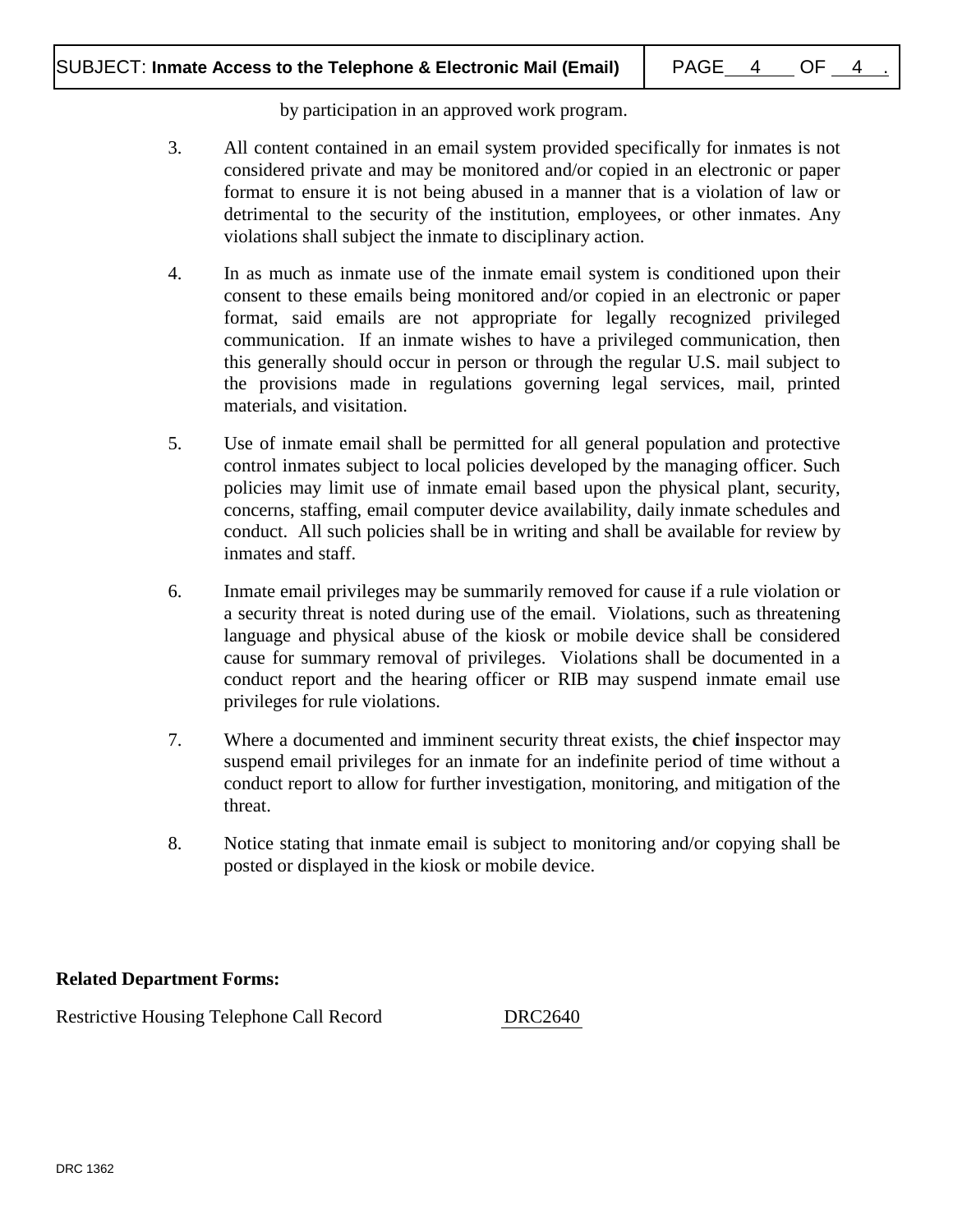by participation in an approved work program.

3. All content contained in an email system provided specifically for inmates is not considered private and may be monitored and/or copied in an electronic or paper format to ensure it is not being abused in a manner that is a violation of law or detrimental to the security of the institution, employees, or other inmates. Any violations shall subject the inmate to disciplinary action.

4. In as much as inmate use of the inmate email system is conditioned upon their consent to these emails being monitored and/or copied in an electronic or paper format, said emails are not appropriate for legally recognized privileged communication. If an inmate wishes to have a privileged communication, then this generally should occur in person or through the regular U.S. mail subject to the provisions made in regulations governing legal services, mail, printed materials, and visitation.

5. Use of inmate email shall be permitted for all general population and protective control inmates subject to local policies developed by the managing officer. Such policies may limit use of inmate email based upon the physical plant, security, concerns, staffing, email computer device availability, daily inmate schedules and conduct. All such policies shall be in writing and shall be available for review by inmates and staff.

6. Inmate email privileges may be summarily removed for cause if a rule violation or a security threat is noted during use of the email. Violations, such as threatening language and physical abuse of the kiosk or mobile device shall be considered cause for summary removal of privileges. Violations shall be documented in a conduct report and the hearing officer or RIB may suspend inmate email use privileges for rule violations.

7. Where a documented and imminent security threat exists, the **c**hief **i**nspector may suspend email privileges for an inmate for an indefinite period of time without a conduct report to allow for further investigation, monitoring, and mitigation of the threat.

8. Notice stating that inmate email is subject to monitoring and/or copying shall be posted or displayed in the kiosk or mobile device.

**Related Department Forms:**

Restrictive Housing Telephone Call Record DRC2640